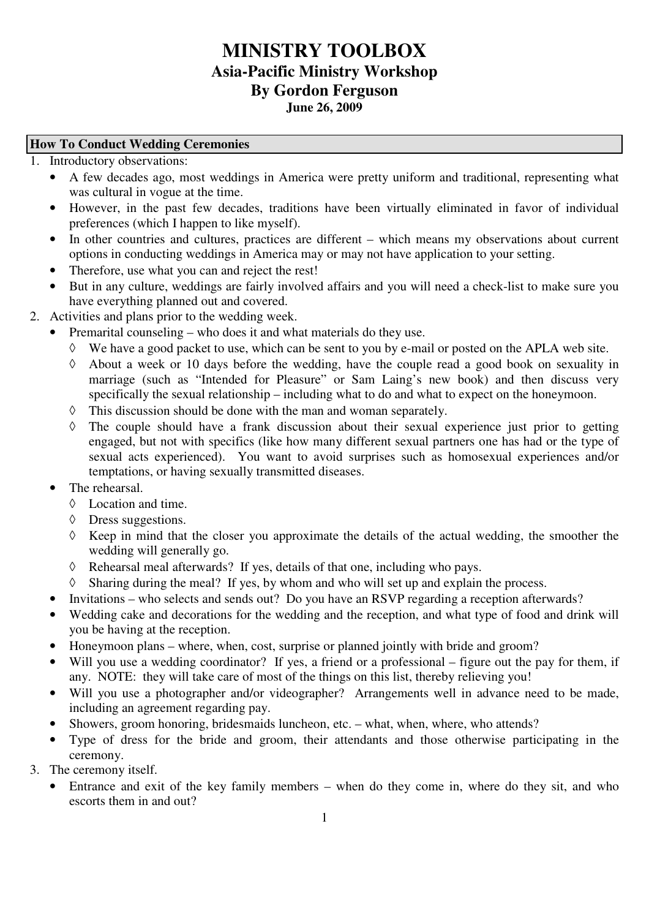# MINISTRY TOOLBOX

## Asia-Pacific Ministry Workshop

## By Gordon Ferguson

**June 26, 2009**

### How To Conduct Wedding Ceremonies

1. Introductory observations:
   - A few decades ago, most weddings in America were pretty uniform and traditional, representing what was cultural in vogue at the time.
   - However, in the past few decades, traditions have been virtually eliminated in favor of individual preferences (which I happen to like myself).
   - In other countries and cultures, practices are different – which means my observations about current options in conducting weddings in America may or may not have application to your setting.
   - Therefore, use what you can and reject the rest!
   - But in any culture, weddings are fairly involved affairs and you will need a check-list to make sure you have everything planned out and covered.
2. Activities and plans prior to the wedding week.
   - Premarital counseling – who does it and what materials do they use.
     - ◊ We have a good packet to use, which can be sent to you by e-mail or posted on the APLA web site.
     - ◊ About a week or 10 days before the wedding, have the couple read a good book on sexuality in marriage (such as "Intended for Pleasure" or Sam Laing's new book) and then discuss very specifically the sexual relationship – including what to do and what to expect on the honeymoon.
     - ◊ This discussion should be done with the man and woman separately.
     - ◊ The couple should have a frank discussion about their sexual experience just prior to getting engaged, but not with specifics (like how many different sexual partners one has had or the type of sexual acts experienced). You want to avoid surprises such as homosexual experiences and/or temptations, or having sexually transmitted diseases.
   - The rehearsal.
     - ◊ Location and time.
     - ◊ Dress suggestions.
     - ◊ Keep in mind that the closer you approximate the details of the actual wedding, the smoother the wedding will generally go.
     - ◊ Rehearsal meal afterwards? If yes, details of that one, including who pays.
     - ◊ Sharing during the meal? If yes, by whom and who will set up and explain the process.
   - Invitations – who selects and sends out? Do you have an RSVP regarding a reception afterwards?
   - Wedding cake and decorations for the wedding and the reception, and what type of food and drink will you be having at the reception.
   - Honeymoon plans – where, when, cost, surprise or planned jointly with bride and groom?
   - Will you use a wedding coordinator? If yes, a friend or a professional – figure out the pay for them, if any. NOTE: they will take care of most of the things on this list, thereby relieving you!
   - Will you use a photographer and/or videographer? Arrangements well in advance need to be made, including an agreement regarding pay.
   - Showers, groom honoring, bridesmaids luncheon, etc. – what, when, where, who attends?
   - Type of dress for the bride and groom, their attendants and those otherwise participating in the ceremony.
3. The ceremony itself.
   - Entrance and exit of the key family members – when do they come in, where do they sit, and who escorts them in and out?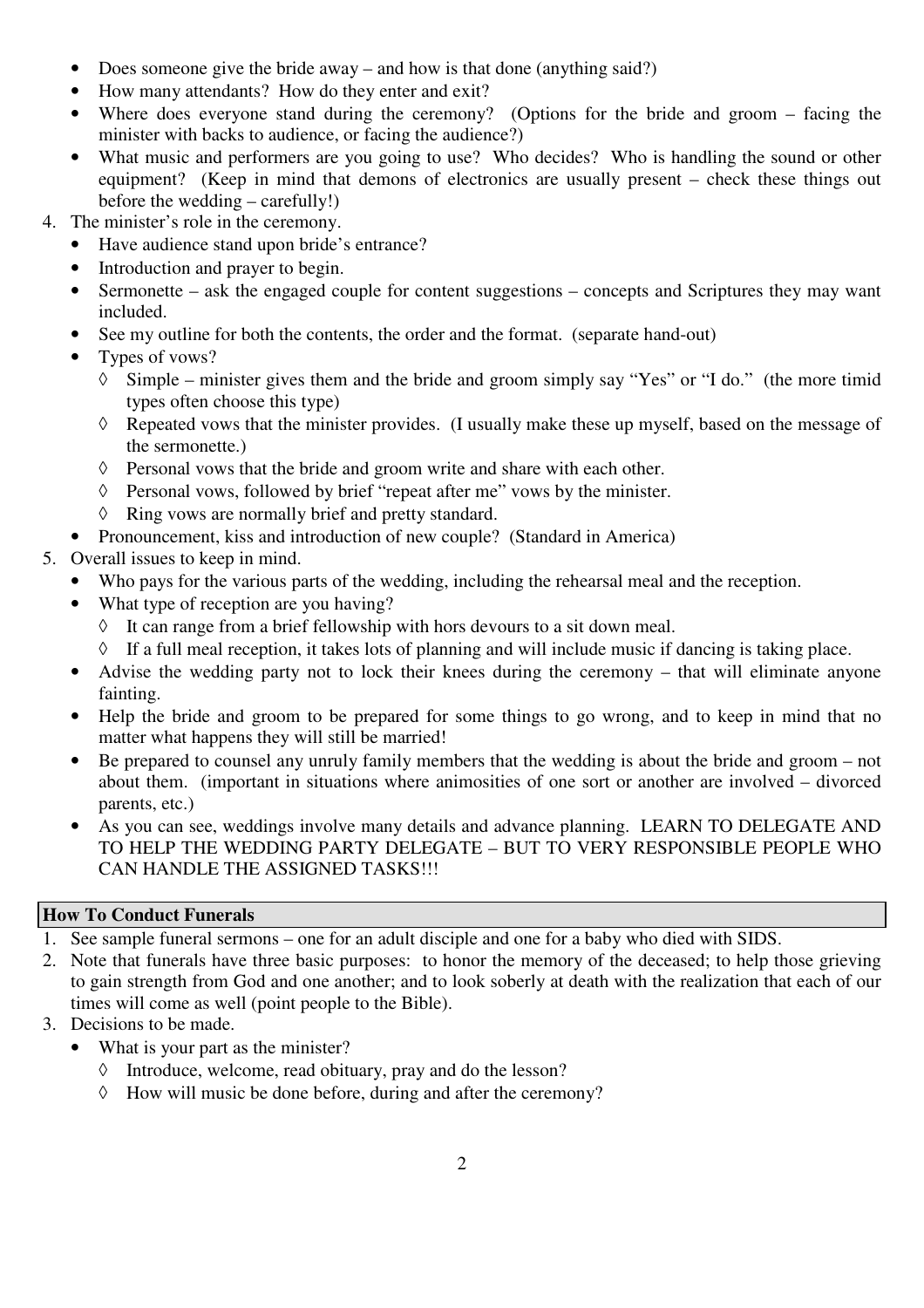- Does someone give the bride away – and how is that done (anything said?)
- How many attendants? How do they enter and exit?
- Where does everyone stand during the ceremony? (Options for the bride and groom – facing the minister with backs to audience, or facing the audience?)
- What music and performers are you going to use? Who decides? Who is handling the sound or other equipment? (Keep in mind that demons of electronics are usually present – check these things out before the wedding – carefully!)

4. The minister's role in the ceremony.
   - Have audience stand upon bride's entrance?
   - Introduction and prayer to begin.
   - Sermonette – ask the engaged couple for content suggestions – concepts and Scriptures they may want included.
   - See my outline for both the contents, the order and the format. (separate hand-out)
   - Types of vows?
     - ◊ Simple – minister gives them and the bride and groom simply say "Yes" or "I do." (the more timid types often choose this type)
     - ◊ Repeated vows that the minister provides. (I usually make these up myself, based on the message of the sermonette.)
     - ◊ Personal vows that the bride and groom write and share with each other.
     - ◊ Personal vows, followed by brief "repeat after me" vows by the minister.
     - ◊ Ring vows are normally brief and pretty standard.
   - Pronouncement, kiss and introduction of new couple? (Standard in America)
5. Overall issues to keep in mind.
   - Who pays for the various parts of the wedding, including the rehearsal meal and the reception.
   - What type of reception are you having?
     - ◊ It can range from a brief fellowship with hors devours to a sit down meal.
     - ◊ If a full meal reception, it takes lots of planning and will include music if dancing is taking place.
   - Advise the wedding party not to lock their knees during the ceremony – that will eliminate anyone fainting.
   - Help the bride and groom to be prepared for some things to go wrong, and to keep in mind that no matter what happens they will still be married!
   - Be prepared to counsel any unruly family members that the wedding is about the bride and groom – not about them. (important in situations where animosities of one sort or another are involved – divorced parents, etc.)
   - As you can see, weddings involve many details and advance planning. LEARN TO DELEGATE AND TO HELP THE WEDDING PARTY DELEGATE – BUT TO VERY RESPONSIBLE PEOPLE WHO CAN HANDLE THE ASSIGNED TASKS!!!

## How To Conduct Funerals

1. See sample funeral sermons – one for an adult disciple and one for a baby who died with SIDS.
2. Note that funerals have three basic purposes: to honor the memory of the deceased; to help those grieving to gain strength from God and one another; and to look soberly at death with the realization that each of our times will come as well (point people to the Bible).
3. Decisions to be made.
   - What is your part as the minister?
     - ◊ Introduce, welcome, read obituary, pray and do the lesson?
     - ◊ How will music be done before, during and after the ceremony?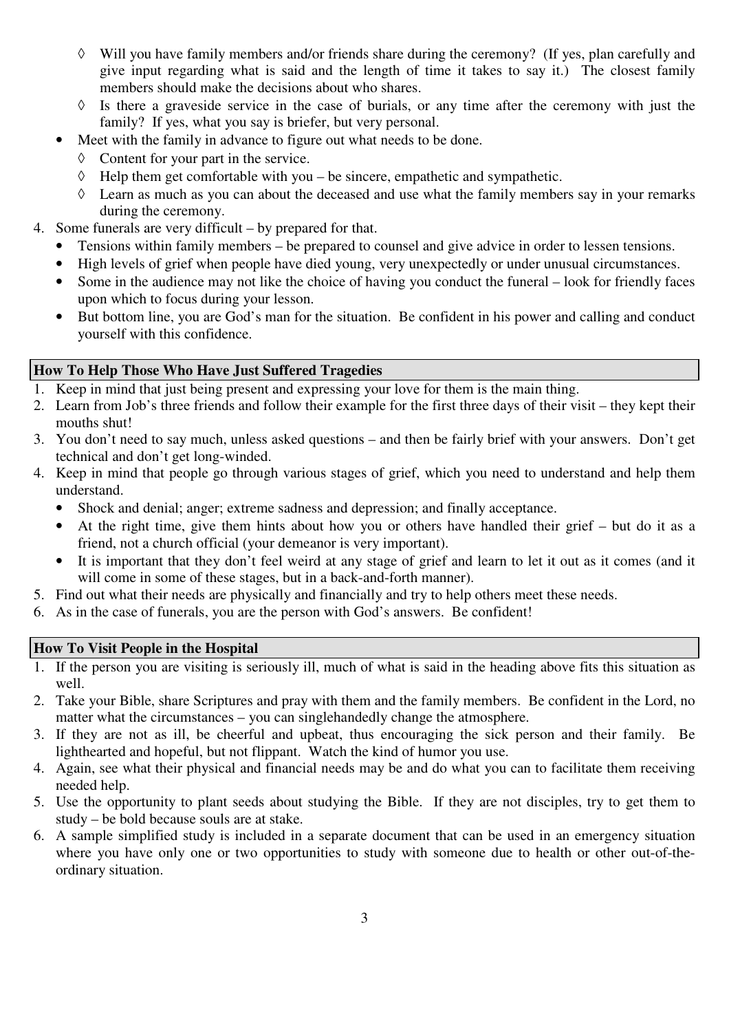- ◊ Will you have family members and/or friends share during the ceremony? (If yes, plan carefully and give input regarding what is said and the length of time it takes to say it.) The closest family members should make the decisions about who shares.
  - ◊ Is there a graveside service in the case of burials, or any time after the ceremony with just the family? If yes, what you say is briefer, but very personal.
- Meet with the family in advance to figure out what needs to be done.
  - ◊ Content for your part in the service.
  - ◊ Help them get comfortable with you – be sincere, empathetic and sympathetic.
  - ◊ Learn as much as you can about the deceased and use what the family members say in your remarks during the ceremony.

4. Some funerals are very difficult – by prepared for that.
   - Tensions within family members – be prepared to counsel and give advice in order to lessen tensions.
   - High levels of grief when people have died young, very unexpectedly or under unusual circumstances.
   - Some in the audience may not like the choice of having you conduct the funeral – look for friendly faces upon which to focus during your lesson.
   - But bottom line, you are God's man for the situation. Be confident in his power and calling and conduct yourself with this confidence.

**How To Help Those Who Have Just Suffered Tragedies**

1. Keep in mind that just being present and expressing your love for them is the main thing.
2. Learn from Job's three friends and follow their example for the first three days of their visit – they kept their mouths shut!
3. You don't need to say much, unless asked questions – and then be fairly brief with your answers. Don't get technical and don't get long-winded.
4. Keep in mind that people go through various stages of grief, which you need to understand and help them understand.
   - Shock and denial; anger; extreme sadness and depression; and finally acceptance.
   - At the right time, give them hints about how you or others have handled their grief – but do it as a friend, not a church official (your demeanor is very important).
   - It is important that they don't feel weird at any stage of grief and learn to let it out as it comes (and it will come in some of these stages, but in a back-and-forth manner).
5. Find out what their needs are physically and financially and try to help others meet these needs.
6. As in the case of funerals, you are the person with God's answers. Be confident!

**How To Visit People in the Hospital**

1. If the person you are visiting is seriously ill, much of what is said in the heading above fits this situation as well.
2. Take your Bible, share Scriptures and pray with them and the family members. Be confident in the Lord, no matter what the circumstances – you can singlehandedly change the atmosphere.
3. If they are not as ill, be cheerful and upbeat, thus encouraging the sick person and their family. Be lighthearted and hopeful, but not flippant. Watch the kind of humor you use.
4. Again, see what their physical and financial needs may be and do what you can to facilitate them receiving needed help.
5. Use the opportunity to plant seeds about studying the Bible. If they are not disciples, try to get them to study – be bold because souls are at stake.
6. A sample simplified study is included in a separate document that can be used in an emergency situation where you have only one or two opportunities to study with someone due to health or other out-of-the-ordinary situation.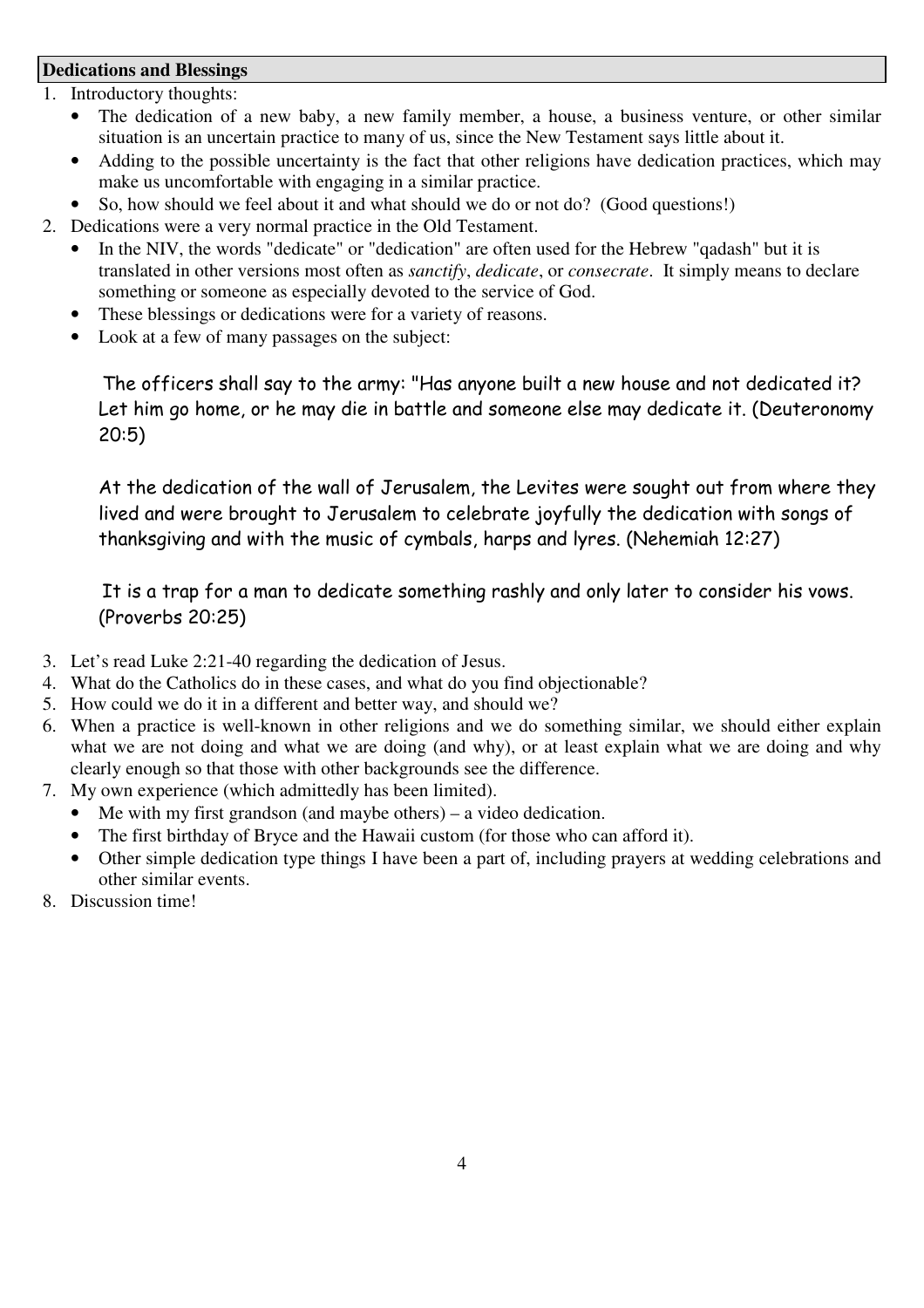**Dedications and Blessings**

1. Introductory thoughts:
   - The dedication of a new baby, a new family member, a house, a business venture, or other similar situation is an uncertain practice to many of us, since the New Testament says little about it.
   - Adding to the possible uncertainty is the fact that other religions have dedication practices, which may make us uncomfortable with engaging in a similar practice.
   - So, how should we feel about it and what should we do or not do? (Good questions!)
2. Dedications were a very normal practice in the Old Testament.
   - In the NIV, the words "dedicate" or "dedication" are often used for the Hebrew "qadash" but it is translated in other versions most often as *sanctify*, *dedicate*, or *consecrate*. It simply means to declare something or someone as especially devoted to the service of God.
   - These blessings or dedications were for a variety of reasons.
   - Look at a few of many passages on the subject:

   The officers shall say to the army: "Has anyone built a new house and not dedicated it? Let him go home, or he may die in battle and someone else may dedicate it. (Deuteronomy 20:5)

   At the dedication of the wall of Jerusalem, the Levites were sought out from where they lived and were brought to Jerusalem to celebrate joyfully the dedication with songs of thanksgiving and with the music of cymbals, harps and lyres. (Nehemiah 12:27)

   It is a trap for a man to dedicate something rashly and only later to consider his vows. (Proverbs 20:25)

3. Let's read Luke 2:21-40 regarding the dedication of Jesus.
4. What do the Catholics do in these cases, and what do you find objectionable?
5. How could we do it in a different and better way, and should we?
6. When a practice is well-known in other religions and we do something similar, we should either explain what we are not doing and what we are doing (and why), or at least explain what we are doing and why clearly enough so that those with other backgrounds see the difference.
7. My own experience (which admittedly has been limited).
   - Me with my first grandson (and maybe others) – a video dedication.
   - The first birthday of Bryce and the Hawaii custom (for those who can afford it).
   - Other simple dedication type things I have been a part of, including prayers at wedding celebrations and other similar events.
8. Discussion time!